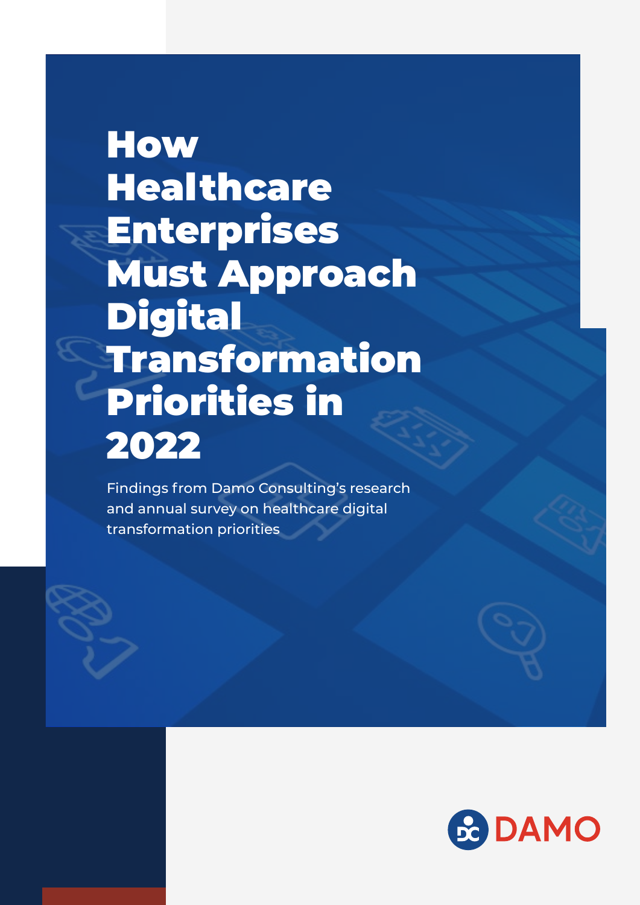# How Healthcare Enterprises Must Approach Digital Transformation Priorities in 2022

Findings from Damo Consulting's research and annual survey on healthcare digital transformation priorities

DAMO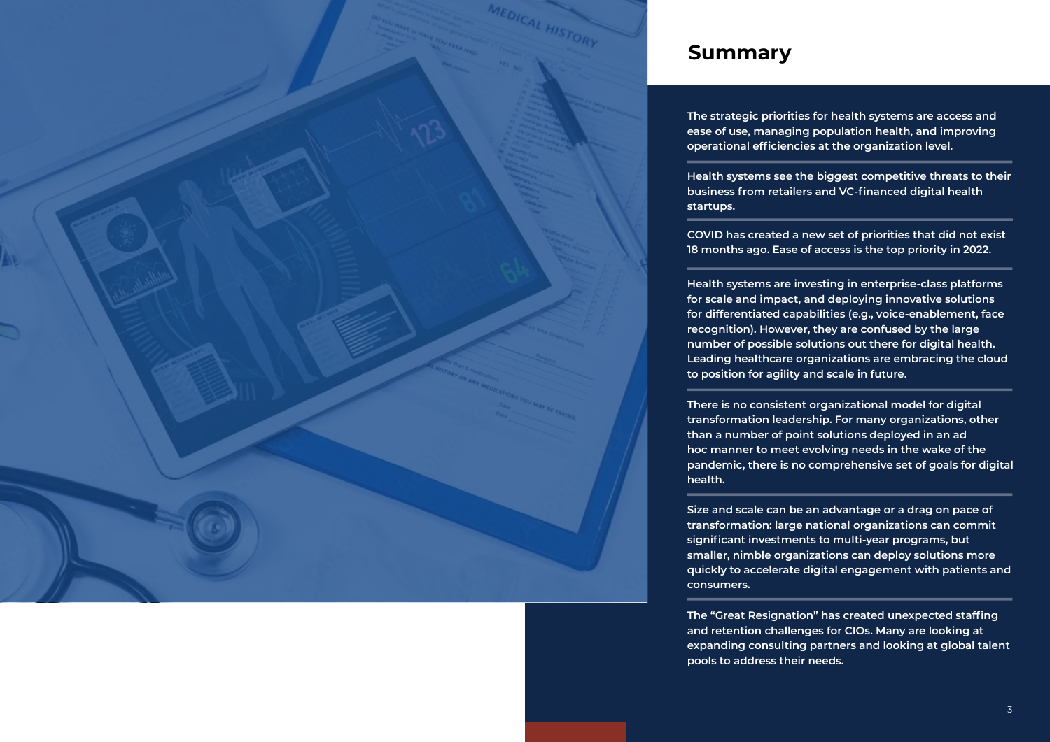## Summary

The strategic priorities for health systems are access and ease of use, managing population health, and improving operational efficiencies at the organization level.

Health systems see the biggest competitive threats to their business from retailers and VC-financed digital health startups.

COVID has created a new set of priorities that did not exist 18 months ago. Ease of access is the top priority in 2022.

Health systems are investing in enterprise-class platforms for scale and impact, and deploying innovative solutions for differentiated capabilities (e.g., voice-enablement, face recognition). However, they are confused by the large number of possible solutions out there for digital health. Leading healthcare organizations are embracing the cloud to position for agility and scale in future.

There is no consistent organizational model for digital transformation leadership. For many organizations, other than a number of point solutions deployed in an ad hoc manner to meet evolving needs in the wake of the pandemic, there is no comprehensive set of goals for digital health.

Size and scale can be an advantage or a drag on pace of transformation: large national organizations can commit significant investments to multi-year programs, but smaller, nimble organizations can deploy solutions more quickly to accelerate digital engagement with patients and consumers.

The "Great Resignation" has created unexpected staffing and retention challenges for CIOs. Many are looking at expanding consulting partners and looking at global talent pools to address their needs.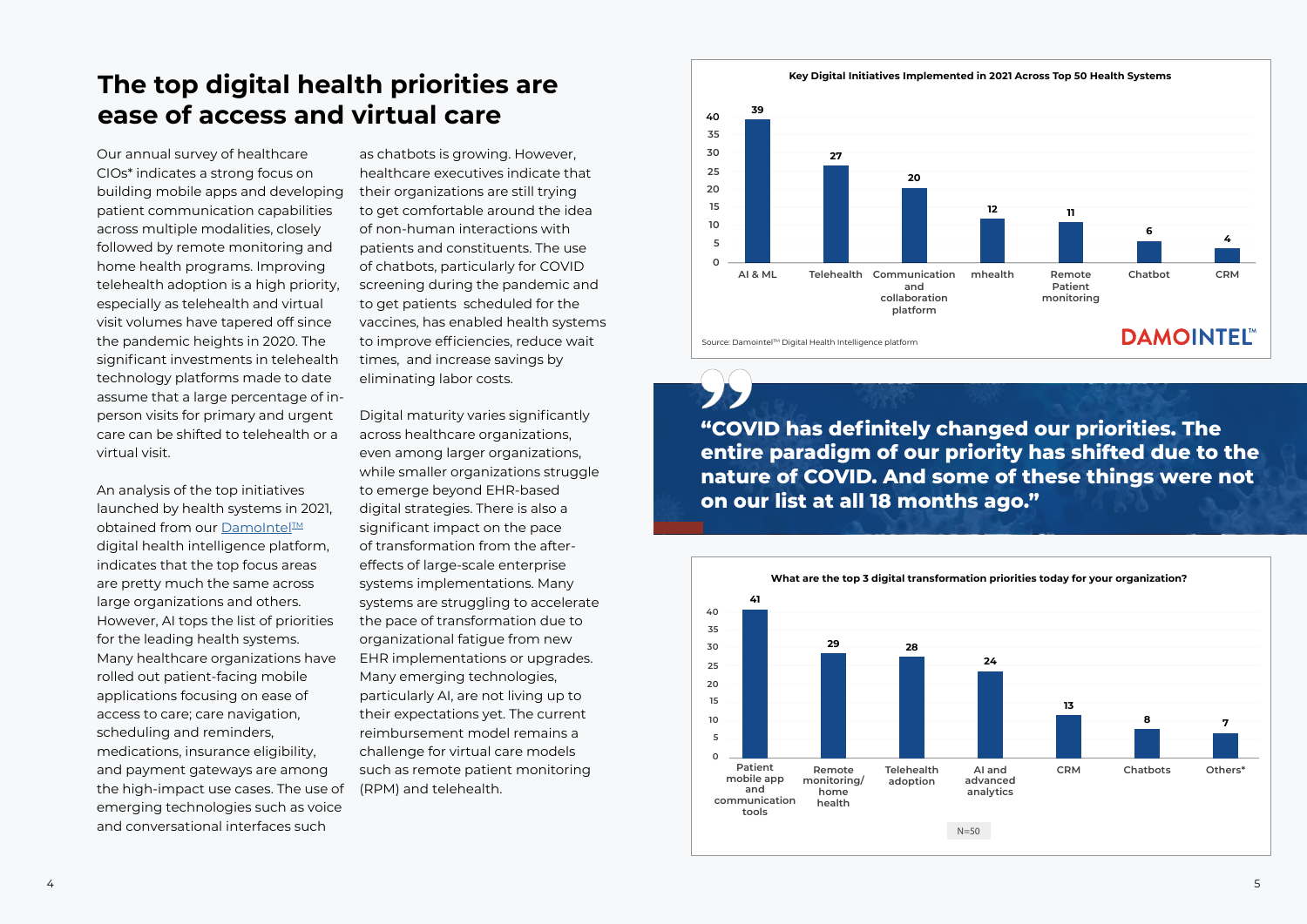# The top digital health priorities are ease of access and virtual care

Our annual survey of healthcare CIOs* indicates a strong focus on building mobile apps and developing patient communication capabilities across multiple modalities, closely followed by remote monitoring and home health programs. Improving telehealth adoption is a high priority, especially as telehealth and virtual visit volumes have tapered off since the pandemic heights in 2020. The significant investments in telehealth technology platforms made to date assume that a large percentage of in-person visits for primary and urgent care can be shifted to telehealth or a virtual visit.

An analysis of the top initiatives launched by health systems in 2021, obtained from our DamoIntel™ digital health intelligence platform, indicates that the top focus areas are pretty much the same across large organizations and others. However, AI tops the list of priorities for the leading health systems. Many healthcare organizations have rolled out patient-facing mobile applications focusing on ease of access to care; care navigation, scheduling and reminders, medications, insurance eligibility, and payment gateways are among the high-impact use cases. The use of emerging technologies such as voice and conversational interfaces such as chatbots is growing. However, healthcare executives indicate that their organizations are still trying to get comfortable around the idea of non-human interactions with patients and constituents. The use of chatbots, particularly for COVID screening during the pandemic and to get patients scheduled for the vaccines, has enabled health systems to improve efficiencies, reduce wait times, and increase savings by eliminating labor costs.

Digital maturity varies significantly across healthcare organizations, even among larger organizations, while smaller organizations struggle to emerge beyond EHR-based digital strategies. There is also a significant impact on the pace of transformation from the after-effects of large-scale enterprise systems implementations. Many systems are struggling to accelerate the pace of transformation due to organizational fatigue from new EHR implementations or upgrades. Many emerging technologies, particularly AI, are not living up to their expectations yet. The current reimbursement model remains a challenge for virtual care models such as remote patient monitoring (RPM) and telehealth.

**Key Digital Initiatives Implemented in 2021 Across Top 50 Health Systems**

| Initiative | Count |
|---|---|
| AI & ML | 39 |
| Telehealth | 27 |
| Communication and collaboration platform | 20 |
| mhealth | 12 |
| Remote Patient monitoring | 11 |
| Chatbot | 6 |
| CRM | 4 |

Source: Damointel™ Digital Health Intelligence platform

DAMOINTEL™

> **"COVID has definitely changed our priorities. The entire paradigm of our priority has shifted due to the nature of COVID. And some of these things were not on our list at all 18 months ago."**

**What are the top 3 digital transformation priorities today for your organization?**

| Priority | Count |
|---|---|
| Patient mobile app and communication tools | 41 |
| Remote monitoring/ home health | 29 |
| Telehealth adoption | 28 |
| AI and advanced analytics | 24 |
| CRM | 13 |
| Chatbots | 8 |
| Others* | 7 |

N=50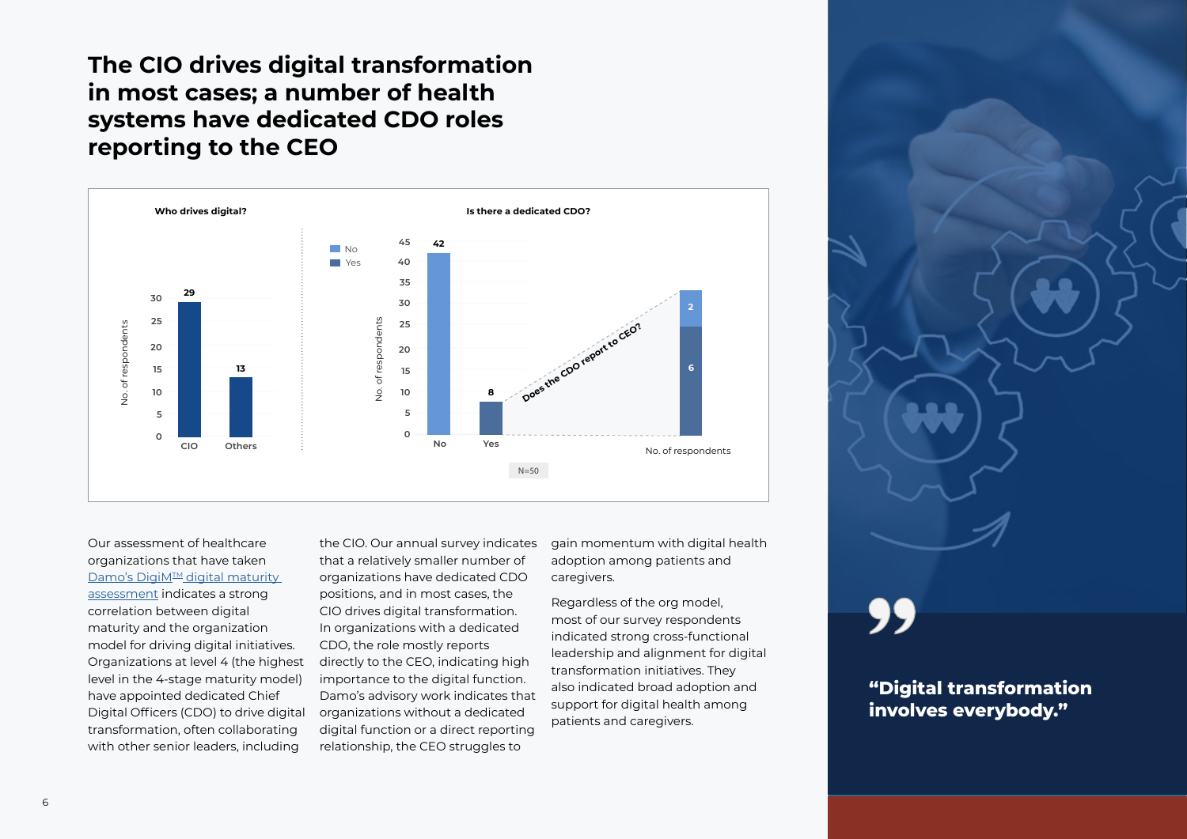# The CIO drives digital transformation in most cases; a number of health systems have dedicated CDO roles reporting to the CEO

**Who drives digital?**

| | No. of respondents |
|---|---|
| CIO | 29 |
| Others | 13 |

**Is there a dedicated CDO?**

| | No. of respondents |
|---|---|
| No | 42 |
| Yes | 8 |

**Does the CDO report to CEO?**

| | No. of respondents |
|---|---|
| No | 2 |
| Yes | 6 |

N=50

Our assessment of healthcare organizations that have taken Damo's DigiM™ digital maturity assessment indicates a strong correlation between digital maturity and the organization model for driving digital initiatives. Organizations at level 4 (the highest level in the 4-stage maturity model) have appointed dedicated Chief Digital Officers (CDO) to drive digital transformation, often collaborating with other senior leaders, including the CIO. Our annual survey indicates that a relatively smaller number of organizations have dedicated CDO positions, and in most cases, the CIO drives digital transformation. In organizations with a dedicated CDO, the role mostly reports directly to the CEO, indicating high importance to the digital function. Damo's advisory work indicates that organizations without a dedicated digital function or a direct reporting relationship, the CEO struggles to gain momentum with digital health adoption among patients and caregivers.

Regardless of the org model, most of our survey respondents indicated strong cross-functional leadership and alignment for digital transformation initiatives. They also indicated broad adoption and support for digital health among patients and caregivers.

> **"Digital transformation involves everybody."**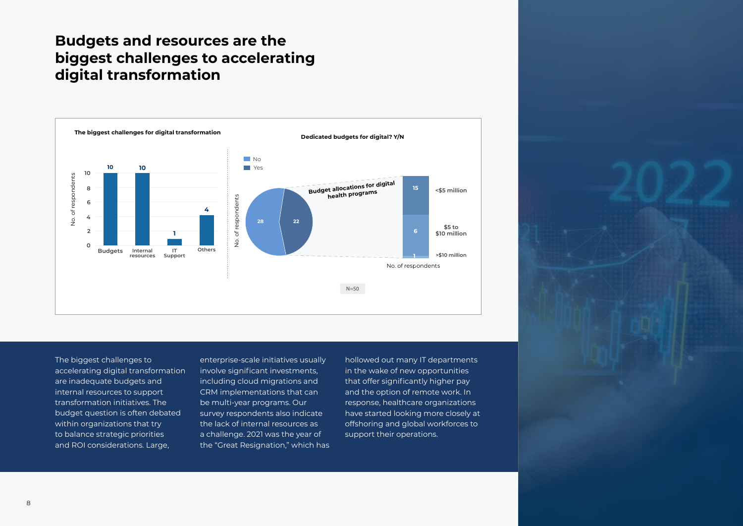# Budgets and resources are the biggest challenges to accelerating digital transformation

**The biggest challenges for digital transformation**

| Challenge | No. of respondents |
| --- | --- |
| Budgets | 10 |
| Internal resources | 10 |
| IT Support | 1 |
| Others | 4 |

**Dedicated budgets for digital? Y/N**

| Response | No. of respondents |
| --- | --- |
| No | 28 |
| Yes | 22 |

**Budget allocations for digital health programs**

| Budget | No. of respondents |
| --- | --- |
| <$5 million | 15 |
| $5 to $10 million | 6 |
| >$10 million | 1 |

N=50

The biggest challenges to accelerating digital transformation are inadequate budgets and internal resources to support transformation initiatives. The budget question is often debated within organizations that try to balance strategic priorities and ROI considerations. Large, enterprise-scale initiatives usually involve significant investments, including cloud migrations and CRM implementations that can be multi-year programs. Our survey respondents also indicate the lack of internal resources as a challenge. 2021 was the year of the "Great Resignation," which has hollowed out many IT departments in the wake of new opportunities that offer significantly higher pay and the option of remote work. In response, healthcare organizations have started looking more closely at offshoring and global workforces to support their operations.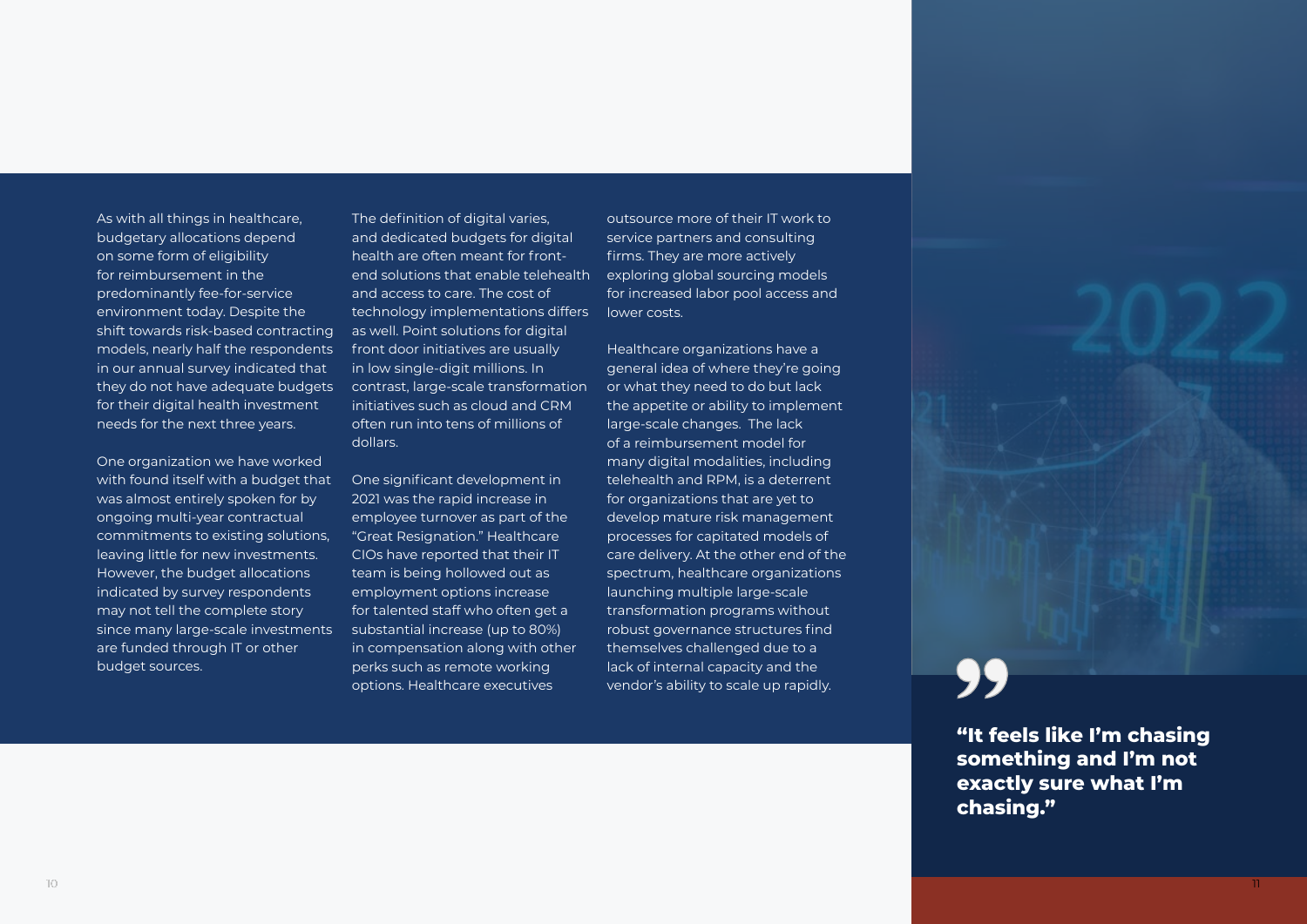As with all things in healthcare, budgetary allocations depend on some form of eligibility for reimbursement in the predominantly fee-for-service environment today. Despite the shift towards risk-based contracting models, nearly half the respondents in our annual survey indicated that they do not have adequate budgets for their digital health investment needs for the next three years.

One organization we have worked with found itself with a budget that was almost entirely spoken for by ongoing multi-year contractual commitments to existing solutions, leaving little for new investments. However, the budget allocations indicated by survey respondents may not tell the complete story since many large-scale investments are funded through IT or other budget sources.

The definition of digital varies, and dedicated budgets for digital health are often meant for front-end solutions that enable telehealth and access to care. The cost of technology implementations differs as well. Point solutions for digital front door initiatives are usually in low single-digit millions. In contrast, large-scale transformation initiatives such as cloud and CRM often run into tens of millions of dollars.

One significant development in 2021 was the rapid increase in employee turnover as part of the "Great Resignation." Healthcare CIOs have reported that their IT team is being hollowed out as employment options increase for talented staff who often get a substantial increase (up to 80%) in compensation along with other perks such as remote working options. Healthcare executives outsource more of their IT work to service partners and consulting firms. They are more actively exploring global sourcing models for increased labor pool access and lower costs.

Healthcare organizations have a general idea of where they're going or what they need to do but lack the appetite or ability to implement large-scale changes. The lack of a reimbursement model for many digital modalities, including telehealth and RPM, is a deterrent for organizations that are yet to develop mature risk management processes for capitated models of care delivery. At the other end of the spectrum, healthcare organizations launching multiple large-scale transformation programs without robust governance structures find themselves challenged due to a lack of internal capacity and the vendor's ability to scale up rapidly.

> **"It feels like I'm chasing something and I'm not exactly sure what I'm chasing."**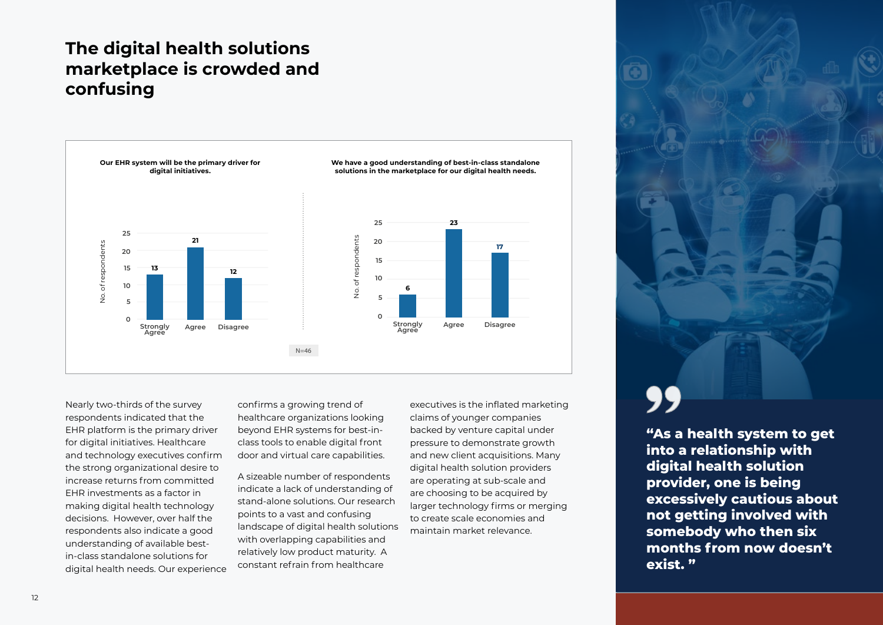# The digital health solutions marketplace is crowded and confusing

**Our EHR system will be the primary driver for digital initiatives.**

| Response | No. of respondents |
| --- | --- |
| Strongly Agree | 13 |
| Agree | 21 |
| Disagree | 12 |

**We have a good understanding of best-in-class standalone solutions in the marketplace for our digital health needs.**

| Response | No. of respondents |
| --- | --- |
| Strongly Agree | 6 |
| Agree | 23 |
| Disagree | 17 |

N=46

Nearly two-thirds of the survey respondents indicated that the EHR platform is the primary driver for digital initiatives. Healthcare and technology executives confirm the strong organizational desire to increase returns from committed EHR investments as a factor in making digital health technology decisions. However, over half the respondents also indicate a good understanding of available best-in-class standalone solutions for digital health needs. Our experience confirms a growing trend of healthcare organizations looking beyond EHR systems for best-in-class tools to enable digital front door and virtual care capabilities.

A sizeable number of respondents indicate a lack of understanding of stand-alone solutions. Our research points to a vast and confusing landscape of digital health solutions with overlapping capabilities and relatively low product maturity. A constant refrain from healthcare executives is the inflated marketing claims of younger companies backed by venture capital under pressure to demonstrate growth and new client acquisitions. Many digital health solution providers are operating at sub-scale and are choosing to be acquired by larger technology firms or merging to create scale economies and maintain market relevance.

> **"As a health system to get into a relationship with digital health solution provider, one is being excessively cautious about not getting involved with somebody who then six months from now doesn't exist. "**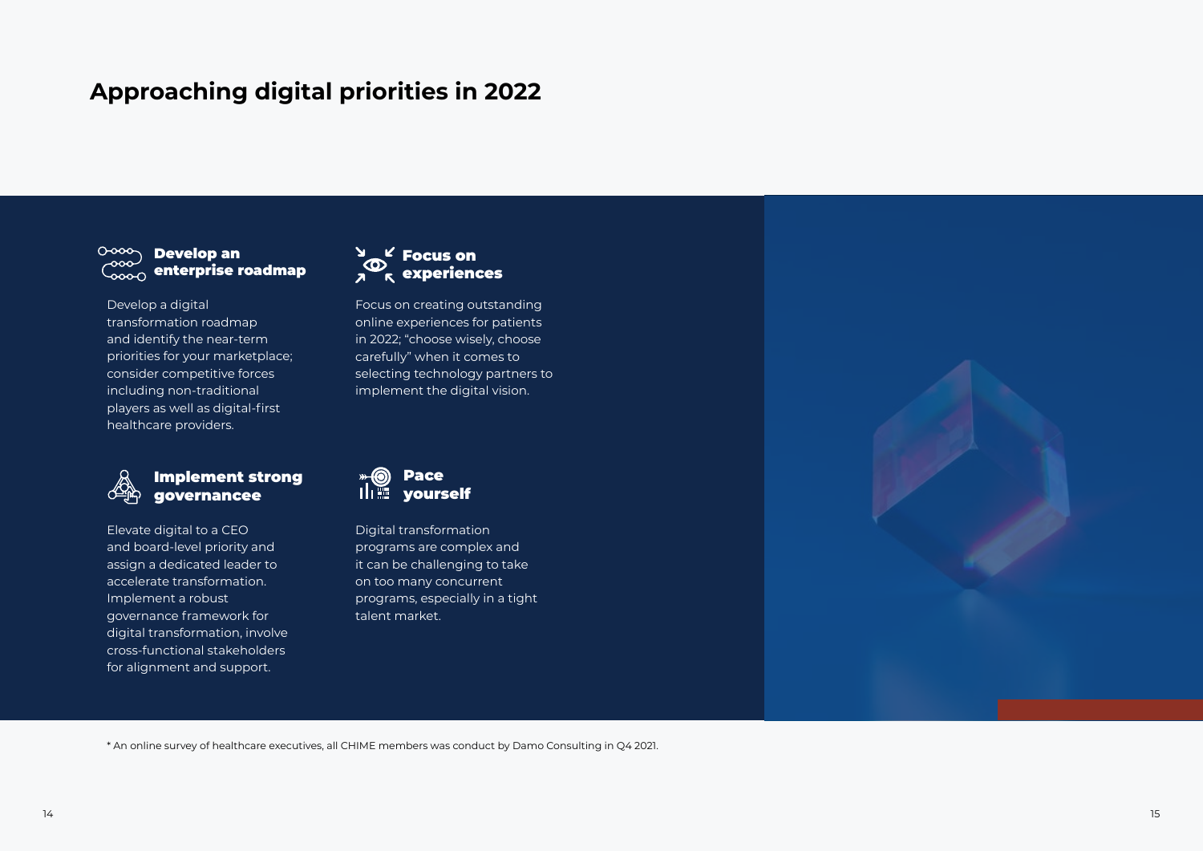# Approaching digital priorities in 2022

### Develop an enterprise roadmap

Develop a digital transformation roadmap and identify the near-term priorities for your marketplace; consider competitive forces including non-traditional players as well as digital-first healthcare providers.

### Focus on experiences

Focus on creating outstanding online experiences for patients in 2022; "choose wisely, choose carefully" when it comes to selecting technology partners to implement the digital vision.

### Implement strong governancee

Elevate digital to a CEO and board-level priority and assign a dedicated leader to accelerate transformation. Implement a robust governance framework for digital transformation, involve cross-functional stakeholders for alignment and support.

### Pace yourself

Digital transformation programs are complex and it can be challenging to take on too many concurrent programs, especially in a tight talent market.

* An online survey of healthcare executives, all CHIME members was conduct by Damo Consulting in Q4 2021.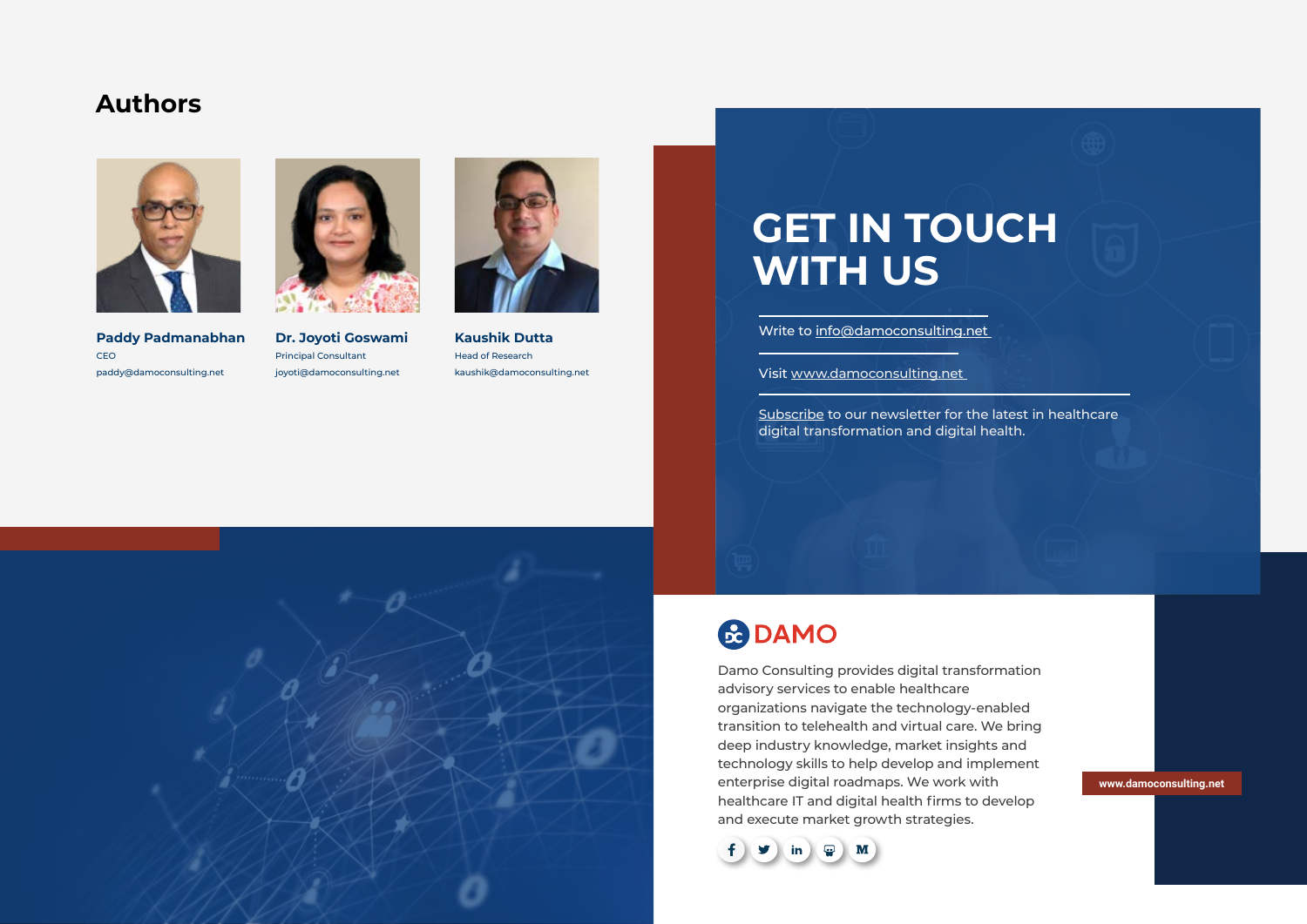## Authors

**Paddy Padmanabhan**
CEO
paddy@damoconsulting.net

**Dr. Joyoti Goswami**
Principal Consultant
joyoti@damoconsulting.net

**Kaushik Dutta**
Head of Research
kaushik@damoconsulting.net

## GET IN TOUCH WITH US

Write to info@damoconsulting.net

Visit www.damoconsulting.net

Subscribe to our newsletter for the latest in healthcare digital transformation and digital health.

DAMO

Damo Consulting provides digital transformation advisory services to enable healthcare organizations navigate the technology-enabled transition to telehealth and virtual care. We bring deep industry knowledge, market insights and technology skills to help develop and implement enterprise digital roadmaps. We work with healthcare IT and digital health firms to develop and execute market growth strategies.

www.damoconsulting.net